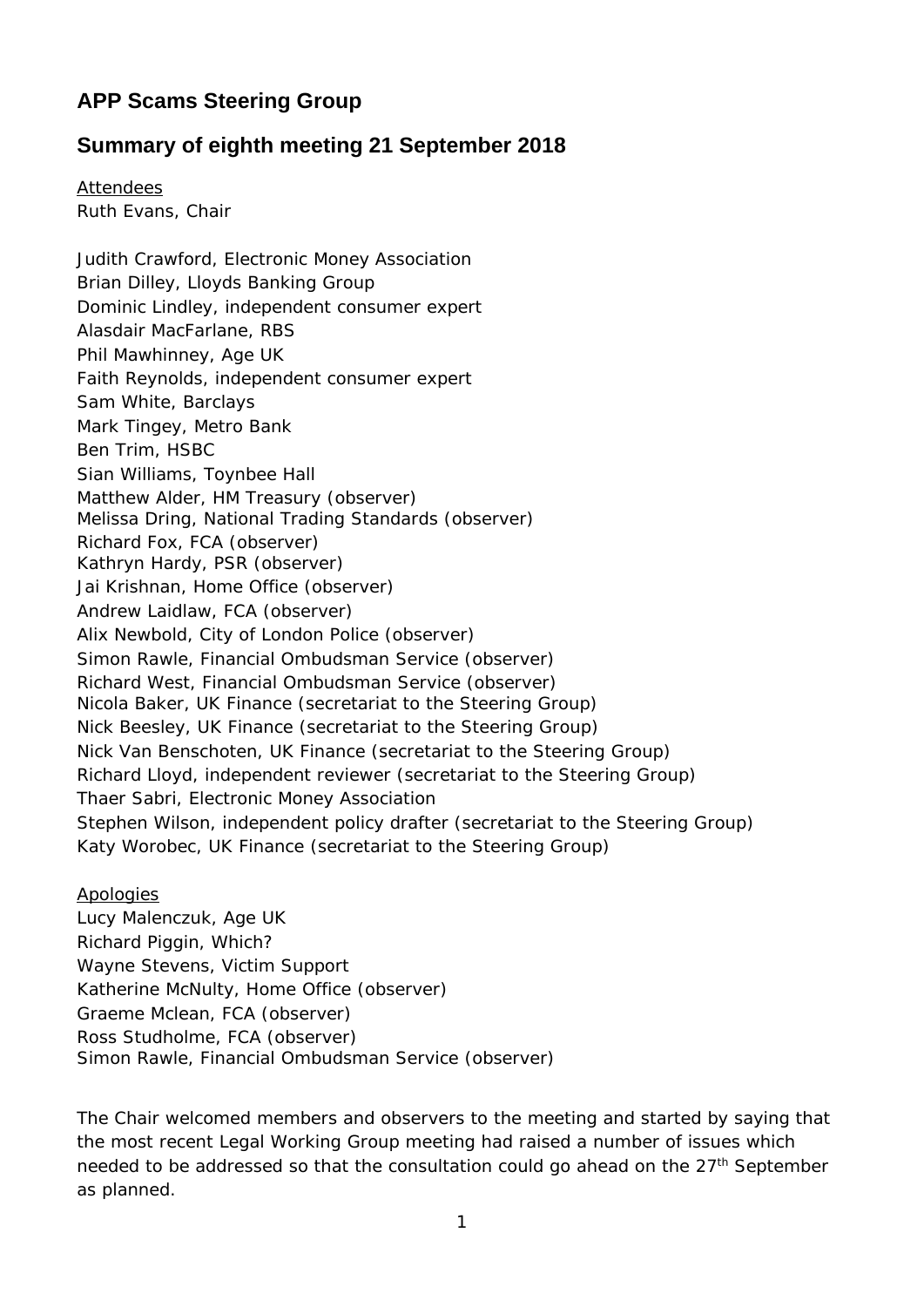## APP Scams Steering Group

## Summary of eighth meeting 21 September 2018

Attendees

Ruth Evans, Chair

Judith Crawford, Electronic Money Association
Brian Dilley, Lloyds Banking Group
Dominic Lindley, independent consumer expert
Alasdair MacFarlane, RBS
Phil Mawhinney, Age UK
Faith Reynolds, independent consumer expert
Sam White, Barclays
Mark Tingey, Metro Bank
Ben Trim, HSBC
Sian Williams, Toynbee Hall
Matthew Alder, HM Treasury (observer)
Melissa Dring, National Trading Standards (observer)
Richard Fox, FCA (observer)
Kathryn Hardy, PSR (observer)
Jai Krishnan, Home Office (observer)
Andrew Laidlaw, FCA (observer)
Alix Newbold, City of London Police (observer)
Simon Rawle, Financial Ombudsman Service (observer)
Richard West, Financial Ombudsman Service (observer)
Nicola Baker, UK Finance (secretariat to the Steering Group)
Nick Beesley, UK Finance (secretariat to the Steering Group)
Nick Van Benschoten, UK Finance (secretariat to the Steering Group)
Richard Lloyd, independent reviewer (secretariat to the Steering Group)
Thaer Sabri, Electronic Money Association
Stephen Wilson, independent policy drafter (secretariat to the Steering Group)
Katy Worobec, UK Finance (secretariat to the Steering Group)

Apologies

Lucy Malenczuk, Age UK
Richard Piggin, Which?
Wayne Stevens, Victim Support
Katherine McNulty, Home Office (observer)
Graeme Mclean, FCA (observer)
Ross Studholme, FCA (observer)
Simon Rawle, Financial Ombudsman Service (observer)

The Chair welcomed members and observers to the meeting and started by saying that the most recent Legal Working Group meeting had raised a number of issues which needed to be addressed so that the consultation could go ahead on the 27th September as planned.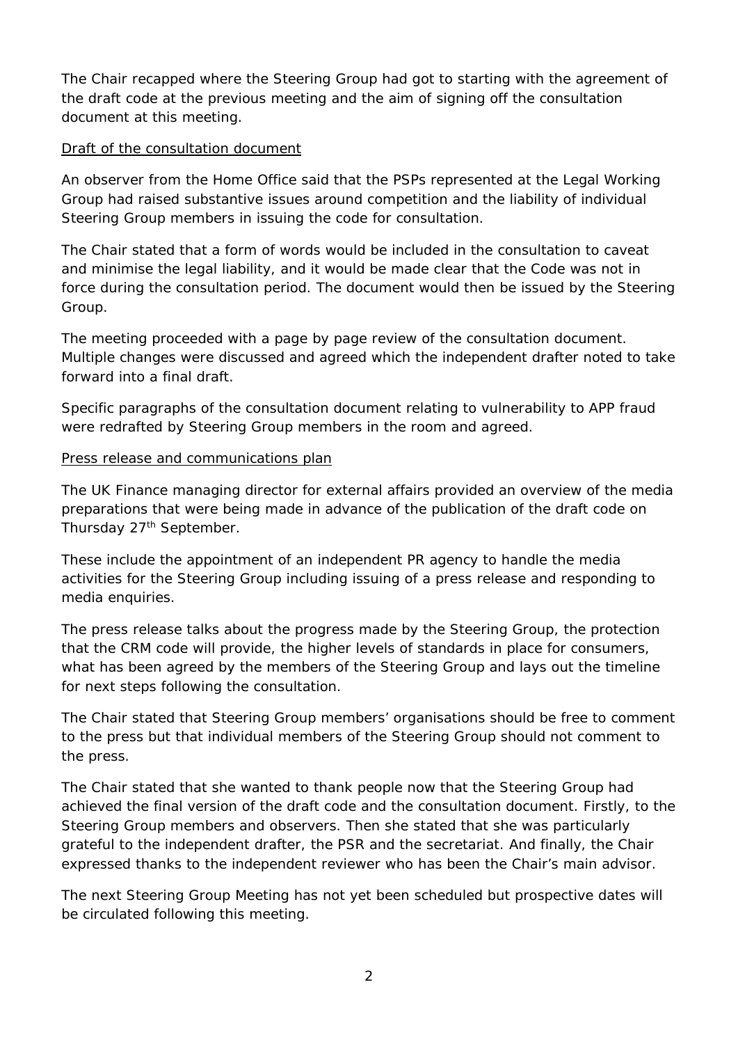The Chair recapped where the Steering Group had got to starting with the agreement of the draft code at the previous meeting and the aim of signing off the consultation document at this meeting.

Draft of the consultation document

An observer from the Home Office said that the PSPs represented at the Legal Working Group had raised substantive issues around competition and the liability of individual Steering Group members in issuing the code for consultation.

The Chair stated that a form of words would be included in the consultation to caveat and minimise the legal liability, and it would be made clear that the Code was not in force during the consultation period. The document would then be issued by the Steering Group.

The meeting proceeded with a page by page review of the consultation document. Multiple changes were discussed and agreed which the independent drafter noted to take forward into a final draft.

Specific paragraphs of the consultation document relating to vulnerability to APP fraud were redrafted by Steering Group members in the room and agreed.

Press release and communications plan

The UK Finance managing director for external affairs provided an overview of the media preparations that were being made in advance of the publication of the draft code on Thursday 27th September.

These include the appointment of an independent PR agency to handle the media activities for the Steering Group including issuing of a press release and responding to media enquiries.

The press release talks about the progress made by the Steering Group, the protection that the CRM code will provide, the higher levels of standards in place for consumers, what has been agreed by the members of the Steering Group and lays out the timeline for next steps following the consultation.

The Chair stated that Steering Group members' organisations should be free to comment to the press but that individual members of the Steering Group should not comment to the press.

The Chair stated that she wanted to thank people now that the Steering Group had achieved the final version of the draft code and the consultation document. Firstly, to the Steering Group members and observers. Then she stated that she was particularly grateful to the independent drafter, the PSR and the secretariat. And finally, the Chair expressed thanks to the independent reviewer who has been the Chair's main advisor.

The next Steering Group Meeting has not yet been scheduled but prospective dates will be circulated following this meeting.